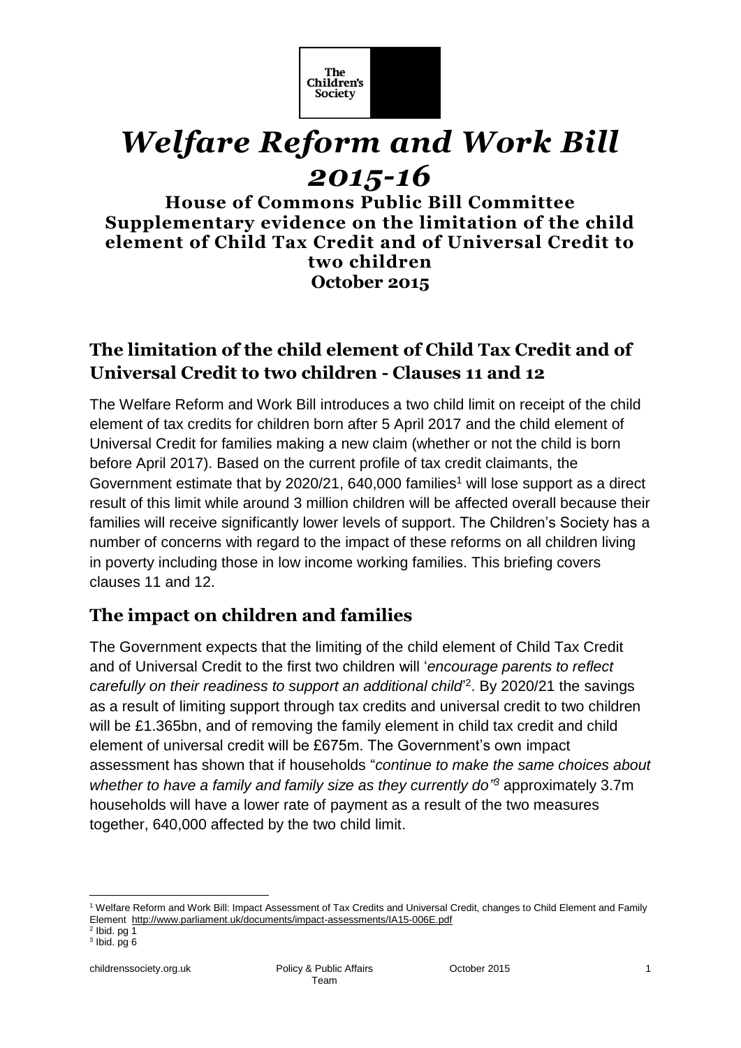The Children's Society

# *Welfare Reform and Work Bill 2015-16*

**House of Commons Public Bill Committee**
**Supplementary evidence on the limitation of the child element of Child Tax Credit and of Universal Credit to two children**
**October 2015**

## The limitation of the child element of Child Tax Credit and of Universal Credit to two children - Clauses 11 and 12

The Welfare Reform and Work Bill introduces a two child limit on receipt of the child element of tax credits for children born after 5 April 2017 and the child element of Universal Credit for families making a new claim (whether or not the child is born before April 2017). Based on the current profile of tax credit claimants, the Government estimate that by 2020/21, 640,000 families[1] will lose support as a direct result of this limit while around 3 million children will be affected overall because their families will receive significantly lower levels of support. The Children's Society has a number of concerns with regard to the impact of these reforms on all children living in poverty including those in low income working families. This briefing covers clauses 11 and 12.

## The impact on children and families

The Government expects that the limiting of the child element of Child Tax Credit and of Universal Credit to the first two children will '*encourage parents to reflect carefully on their readiness to support an additional child*'[2]. By 2020/21 the savings as a result of limiting support through tax credits and universal credit to two children will be £1.365bn, and of removing the family element in child tax credit and child element of universal credit will be £675m. The Government's own impact assessment has shown that if households "*continue to make the same choices about whether to have a family and family size as they currently do"*[3] approximately 3.7m households will have a lower rate of payment as a result of the two measures together, 640,000 affected by the two child limit.

[1] Welfare Reform and Work Bill: Impact Assessment of Tax Credits and Universal Credit, changes to Child Element and Family Element http://www.parliament.uk/documents/impact-assessments/IA15-006E.pdf
[2] Ibid. pg 1
[3] Ibid. pg 6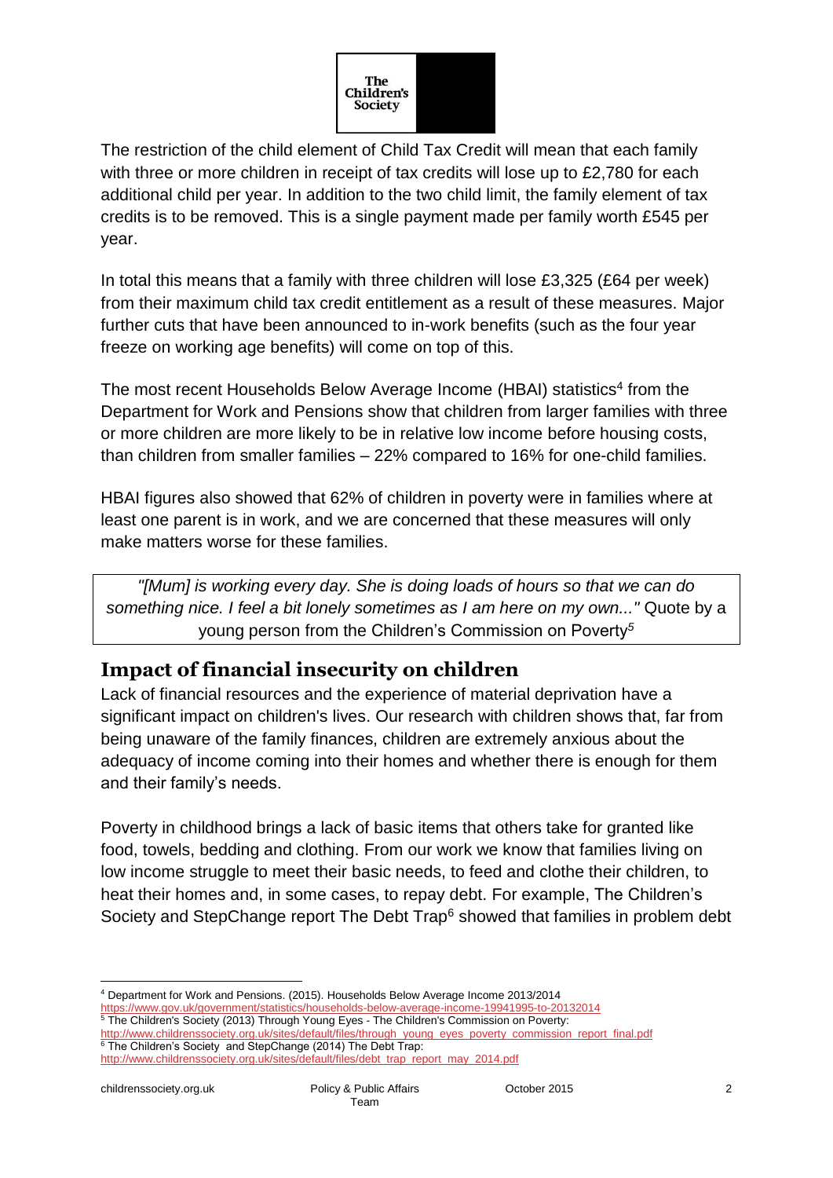The restriction of the child element of Child Tax Credit will mean that each family with three or more children in receipt of tax credits will lose up to £2,780 for each additional child per year. In addition to the two child limit, the family element of tax credits is to be removed. This is a single payment made per family worth £545 per year.

In total this means that a family with three children will lose £3,325 (£64 per week) from their maximum child tax credit entitlement as a result of these measures. Major further cuts that have been announced to in-work benefits (such as the four year freeze on working age benefits) will come on top of this.

The most recent Households Below Average Income (HBAI) statistics[4] from the Department for Work and Pensions show that children from larger families with three or more children are more likely to be in relative low income before housing costs, than children from smaller families – 22% compared to 16% for one-child families.

HBAI figures also showed that 62% of children in poverty were in families where at least one parent is in work, and we are concerned that these measures will only make matters worse for these families.

> *"[Mum] is working every day. She is doing loads of hours so that we can do something nice. I feel a bit lonely sometimes as I am here on my own..."* Quote by a young person from the Children's Commission on Poverty[5]

## Impact of financial insecurity on children

Lack of financial resources and the experience of material deprivation have a significant impact on children's lives. Our research with children shows that, far from being unaware of the family finances, children are extremely anxious about the adequacy of income coming into their homes and whether there is enough for them and their family's needs.

Poverty in childhood brings a lack of basic items that others take for granted like food, towels, bedding and clothing. From our work we know that families living on low income struggle to meet their basic needs, to feed and clothe their children, to heat their homes and, in some cases, to repay debt. For example, The Children's Society and StepChange report The Debt Trap[6] showed that families in problem debt

---

[4] Department for Work and Pensions. (2015). Households Below Average Income 2013/2014 https://www.gov.uk/government/statistics/households-below-average-income-19941995-to-20132014

[5] The Children's Society (2013) Through Young Eyes - The Children's Commission on Poverty: http://www.childrenssociety.org.uk/sites/default/files/through_young_eyes_poverty_commission_report_final.pdf

[6] The Children's Society and StepChange (2014) The Debt Trap: http://www.childrenssociety.org.uk/sites/default/files/debt_trap_report_may_2014.pdf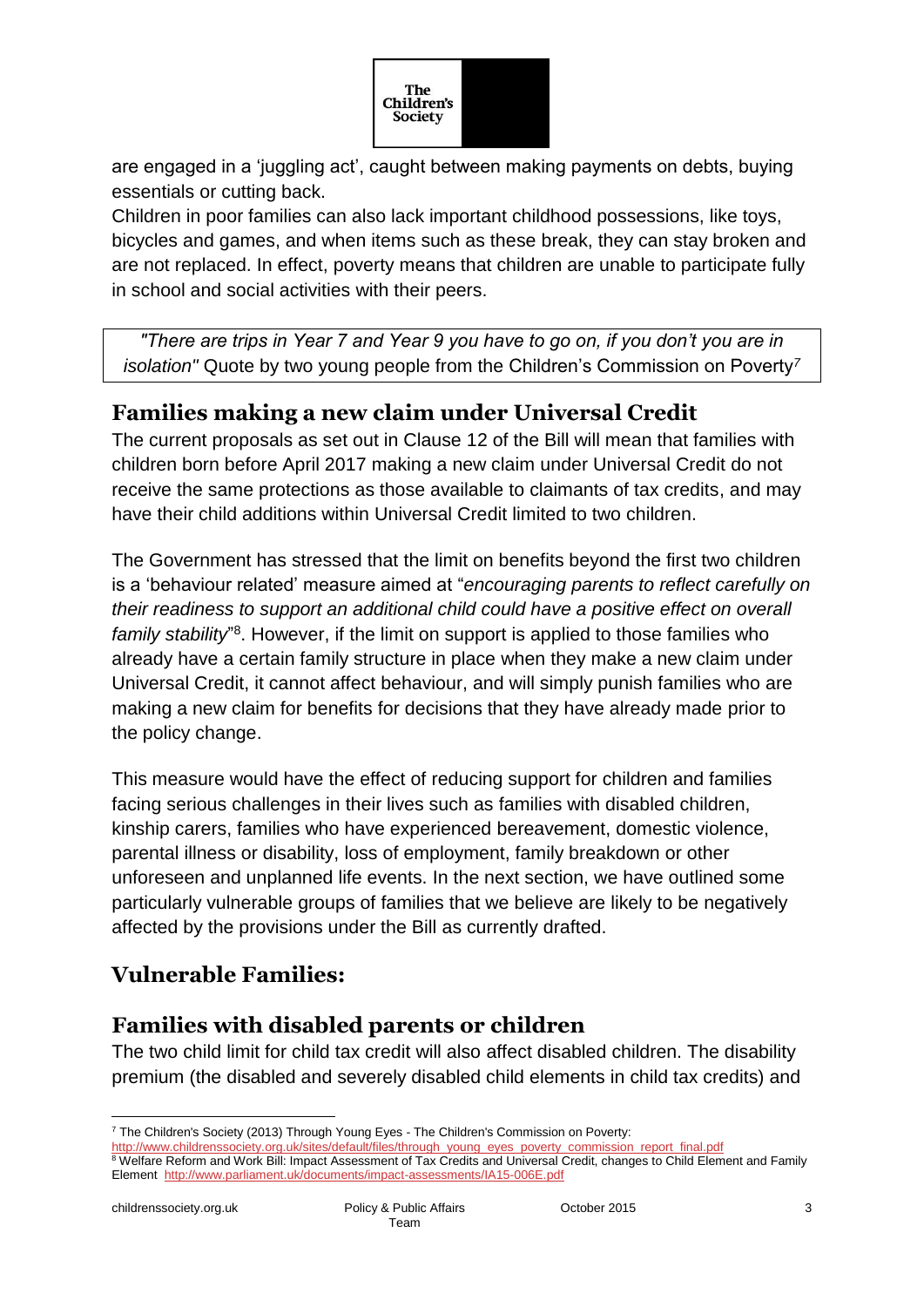are engaged in a 'juggling act', caught between making payments on debts, buying essentials or cutting back.

Children in poor families can also lack important childhood possessions, like toys, bicycles and games, and when items such as these break, they can stay broken and are not replaced. In effect, poverty means that children are unable to participate fully in school and social activities with their peers.

> *"There are trips in Year 7 and Year 9 you have to go on, if you don't you are in isolation"* Quote by two young people from the Children's Commission on Poverty[7]

## Families making a new claim under Universal Credit

The current proposals as set out in Clause 12 of the Bill will mean that families with children born before April 2017 making a new claim under Universal Credit do not receive the same protections as those available to claimants of tax credits, and may have their child additions within Universal Credit limited to two children.

The Government has stressed that the limit on benefits beyond the first two children is a 'behaviour related' measure aimed at "*encouraging parents to reflect carefully on their readiness to support an additional child could have a positive effect on overall family stability*"[8]. However, if the limit on support is applied to those families who already have a certain family structure in place when they make a new claim under Universal Credit, it cannot affect behaviour, and will simply punish families who are making a new claim for benefits for decisions that they have already made prior to the policy change.

This measure would have the effect of reducing support for children and families facing serious challenges in their lives such as families with disabled children, kinship carers, families who have experienced bereavement, domestic violence, parental illness or disability, loss of employment, family breakdown or other unforeseen and unplanned life events. In the next section, we have outlined some particularly vulnerable groups of families that we believe are likely to be negatively affected by the provisions under the Bill as currently drafted.

## Vulnerable Families:

## Families with disabled parents or children

The two child limit for child tax credit will also affect disabled children. The disability premium (the disabled and severely disabled child elements in child tax credits) and

---

[7] The Children's Society (2013) Through Young Eyes - The Children's Commission on Poverty: http://www.childrenssociety.org.uk/sites/default/files/through_young_eyes_poverty_commission_report_final.pdf

[8] Welfare Reform and Work Bill: Impact Assessment of Tax Credits and Universal Credit, changes to Child Element and Family Element http://www.parliament.uk/documents/impact-assessments/IA15-006E.pdf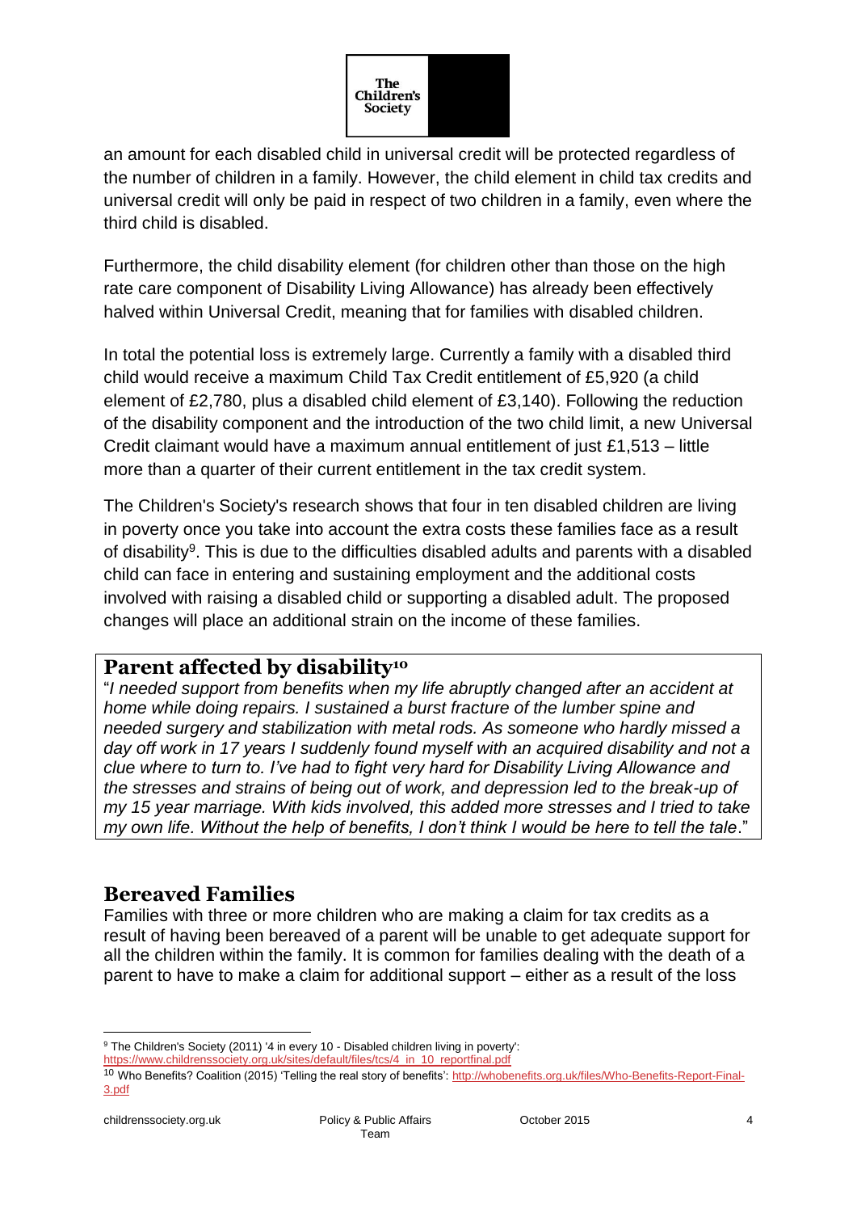an amount for each disabled child in universal credit will be protected regardless of the number of children in a family. However, the child element in child tax credits and universal credit will only be paid in respect of two children in a family, even where the third child is disabled.

Furthermore, the child disability element (for children other than those on the high rate care component of Disability Living Allowance) has already been effectively halved within Universal Credit, meaning that for families with disabled children.

In total the potential loss is extremely large. Currently a family with a disabled third child would receive a maximum Child Tax Credit entitlement of £5,920 (a child element of £2,780, plus a disabled child element of £3,140). Following the reduction of the disability component and the introduction of the two child limit, a new Universal Credit claimant would have a maximum annual entitlement of just £1,513 – little more than a quarter of their current entitlement in the tax credit system.

The Children's Society's research shows that four in ten disabled children are living in poverty once you take into account the extra costs these families face as a result of disability[9]. This is due to the difficulties disabled adults and parents with a disabled child can face in entering and sustaining employment and the additional costs involved with raising a disabled child or supporting a disabled adult. The proposed changes will place an additional strain on the income of these families.

> **Parent affected by disability[10]**
>
> "*I needed support from benefits when my life abruptly changed after an accident at home while doing repairs. I sustained a burst fracture of the lumber spine and needed surgery and stabilization with metal rods. As someone who hardly missed a day off work in 17 years I suddenly found myself with an acquired disability and not a clue where to turn to. I've had to fight very hard for Disability Living Allowance and the stresses and strains of being out of work, and depression led to the break-up of my 15 year marriage. With kids involved, this added more stresses and I tried to take my own life. Without the help of benefits, I don't think I would be here to tell the tale*."

## Bereaved Families

Families with three or more children who are making a claim for tax credits as a result of having been bereaved of a parent will be unable to get adequate support for all the children within the family. It is common for families dealing with the death of a parent to have to make a claim for additional support – either as a result of the loss

---

[9] The Children's Society (2011) '4 in every 10 - Disabled children living in poverty': https://www.childrenssociety.org.uk/sites/default/files/tcs/4_in_10_reportfinal.pdf

[10] Who Benefits? Coalition (2015) 'Telling the real story of benefits': http://whobenefits.org.uk/files/Who-Benefits-Report-Final-3.pdf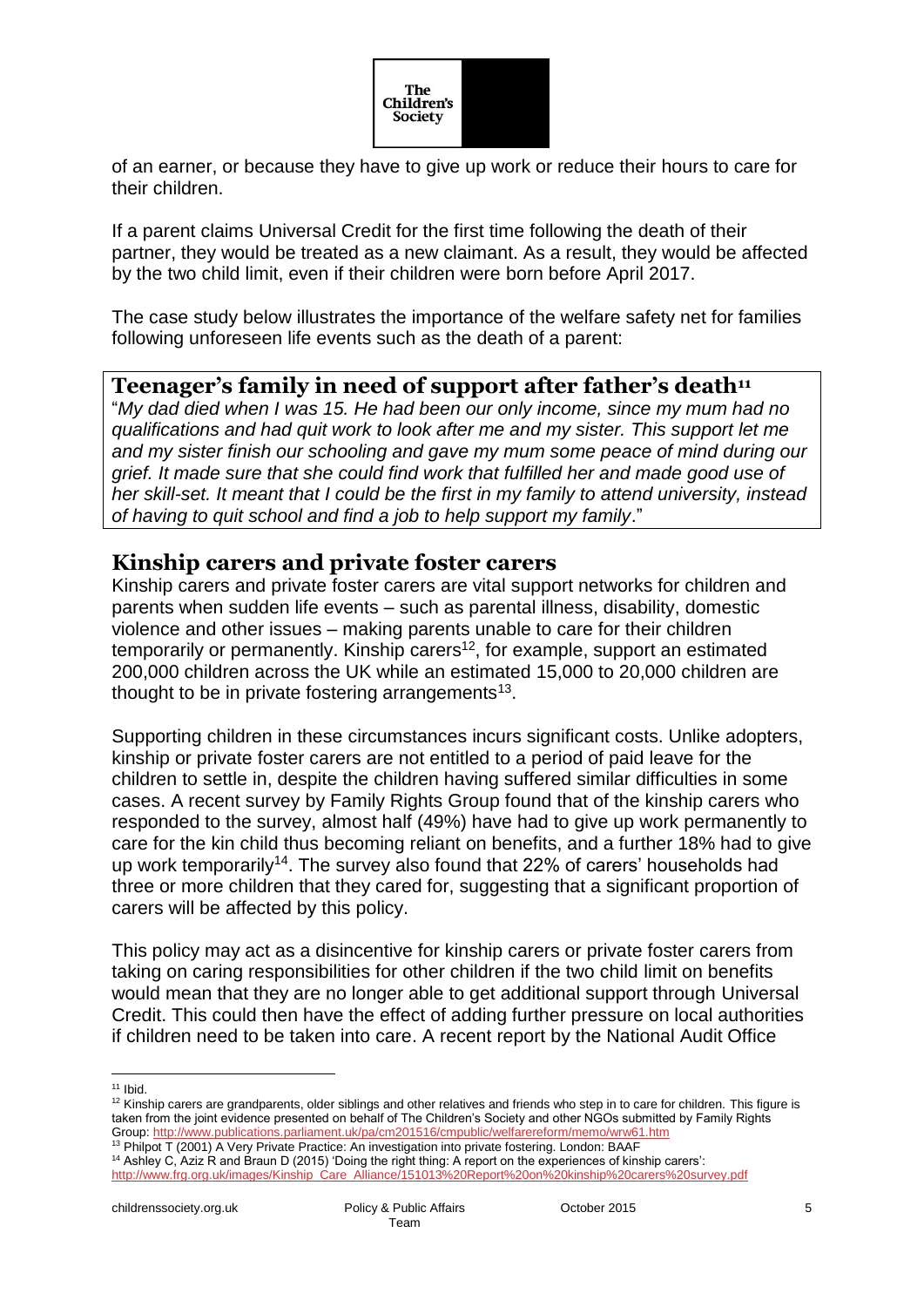of an earner, or because they have to give up work or reduce their hours to care for their children.

If a parent claims Universal Credit for the first time following the death of their partner, they would be treated as a new claimant. As a result, they would be affected by the two child limit, even if their children were born before April 2017.

The case study below illustrates the importance of the welfare safety net for families following unforeseen life events such as the death of a parent:

### Teenager's family in need of support after father's death[11]

"*My dad died when I was 15. He had been our only income, since my mum had no qualifications and had quit work to look after me and my sister. This support let me and my sister finish our schooling and gave my mum some peace of mind during our grief. It made sure that she could find work that fulfilled her and made good use of her skill-set. It meant that I could be the first in my family to attend university, instead of having to quit school and find a job to help support my family*."

## Kinship carers and private foster carers

Kinship carers and private foster carers are vital support networks for children and parents when sudden life events – such as parental illness, disability, domestic violence and other issues – making parents unable to care for their children temporarily or permanently. Kinship carers[12], for example, support an estimated 200,000 children across the UK while an estimated 15,000 to 20,000 children are thought to be in private fostering arrangements[13].

Supporting children in these circumstances incurs significant costs. Unlike adopters, kinship or private foster carers are not entitled to a period of paid leave for the children to settle in, despite the children having suffered similar difficulties in some cases. A recent survey by Family Rights Group found that of the kinship carers who responded to the survey, almost half (49%) have had to give up work permanently to care for the kin child thus becoming reliant on benefits, and a further 18% had to give up work temporarily[14]. The survey also found that 22% of carers' households had three or more children that they cared for, suggesting that a significant proportion of carers will be affected by this policy.

This policy may act as a disincentive for kinship carers or private foster carers from taking on caring responsibilities for other children if the two child limit on benefits would mean that they are no longer able to get additional support through Universal Credit. This could then have the effect of adding further pressure on local authorities if children need to be taken into care. A recent report by the National Audit Office

---

[11] Ibid.

[12] Kinship carers are grandparents, older siblings and other relatives and friends who step in to care for children. This figure is taken from the joint evidence presented on behalf of The Children's Society and other NGOs submitted by Family Rights Group: http://www.publications.parliament.uk/pa/cm201516/cmpublic/welfarereform/memo/wrw61.htm

[13] Philpot T (2001) A Very Private Practice: An investigation into private fostering. London: BAAF

[14] Ashley C, Aziz R and Braun D (2015) 'Doing the right thing: A report on the experiences of kinship carers': http://www.frg.org.uk/images/Kinship_Care_Alliance/151013%20Report%20on%20kinship%20carers%20survey.pdf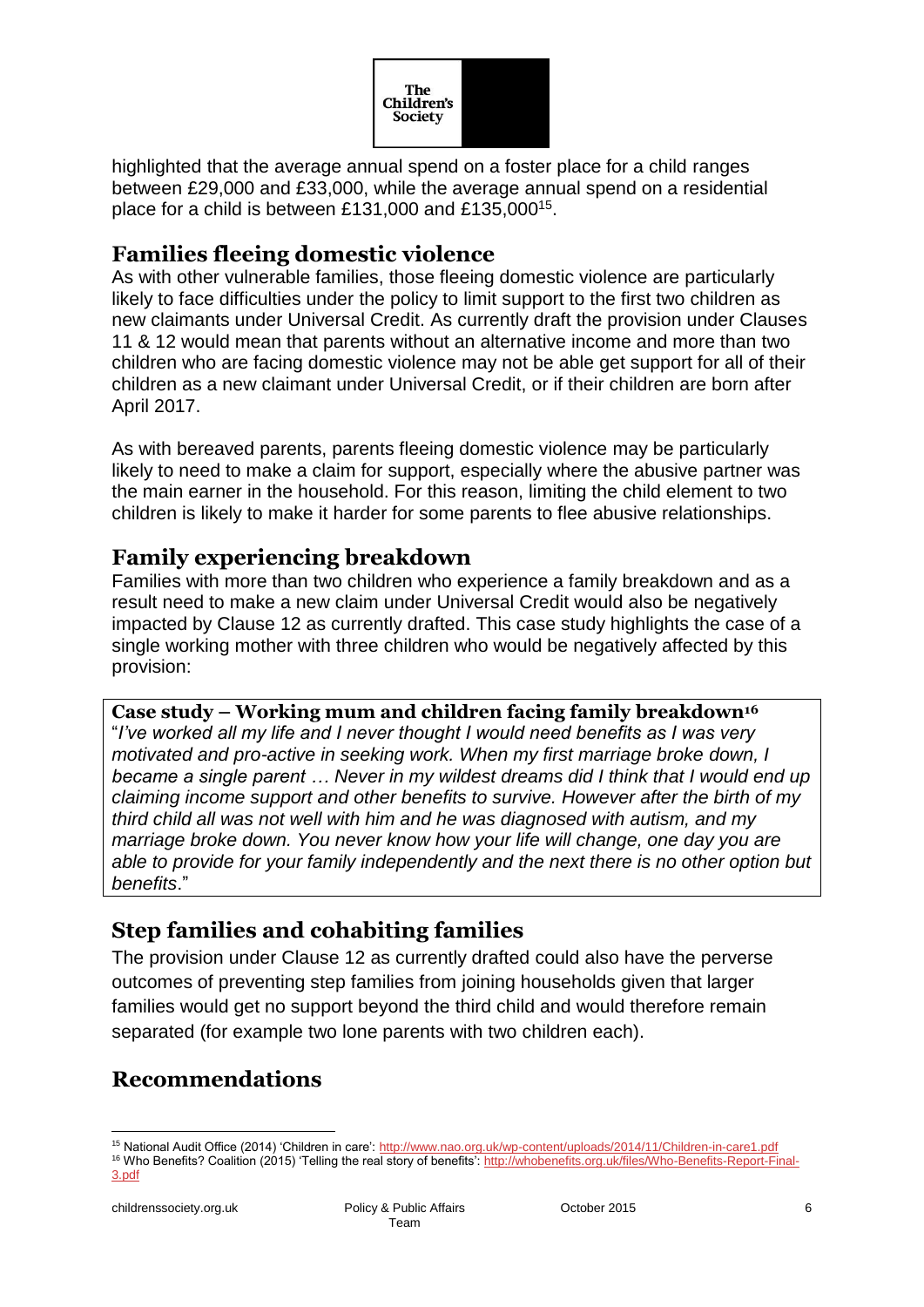highlighted that the average annual spend on a foster place for a child ranges between £29,000 and £33,000, while the average annual spend on a residential place for a child is between £131,000 and £135,000[15].

## Families fleeing domestic violence

As with other vulnerable families, those fleeing domestic violence are particularly likely to face difficulties under the policy to limit support to the first two children as new claimants under Universal Credit. As currently draft the provision under Clauses 11 & 12 would mean that parents without an alternative income and more than two children who are facing domestic violence may not be able get support for all of their children as a new claimant under Universal Credit, or if their children are born after April 2017.

As with bereaved parents, parents fleeing domestic violence may be particularly likely to need to make a claim for support, especially where the abusive partner was the main earner in the household. For this reason, limiting the child element to two children is likely to make it harder for some parents to flee abusive relationships.

## Family experiencing breakdown

Families with more than two children who experience a family breakdown and as a result need to make a new claim under Universal Credit would also be negatively impacted by Clause 12 as currently drafted. This case study highlights the case of a single working mother with three children who would be negatively affected by this provision:

**Case study – Working mum and children facing family breakdown[16]**

"*I've worked all my life and I never thought I would need benefits as I was very motivated and pro-active in seeking work. When my first marriage broke down, I became a single parent … Never in my wildest dreams did I think that I would end up claiming income support and other benefits to survive. However after the birth of my third child all was not well with him and he was diagnosed with autism, and my marriage broke down. You never know how your life will change, one day you are able to provide for your family independently and the next there is no other option but benefits*."

## Step families and cohabiting families

The provision under Clause 12 as currently drafted could also have the perverse outcomes of preventing step families from joining households given that larger families would get no support beyond the third child and would therefore remain separated (for example two lone parents with two children each).

## Recommendations

---

[15] National Audit Office (2014) 'Children in care': http://www.nao.org.uk/wp-content/uploads/2014/11/Children-in-care1.pdf

[16] Who Benefits? Coalition (2015) 'Telling the real story of benefits': http://whobenefits.org.uk/files/Who-Benefits-Report-Final-3.pdf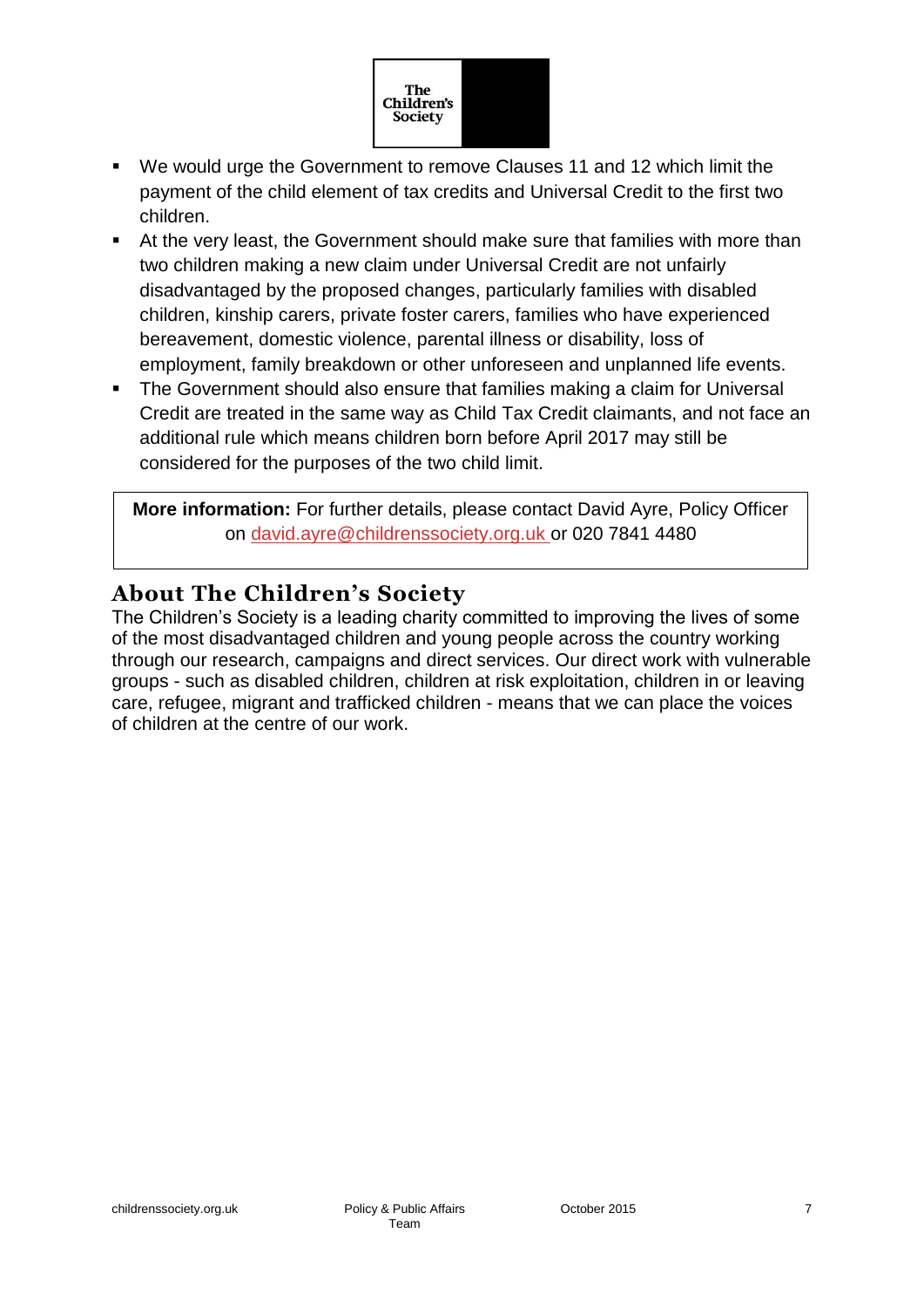- We would urge the Government to remove Clauses 11 and 12 which limit the payment of the child element of tax credits and Universal Credit to the first two children.
- At the very least, the Government should make sure that families with more than two children making a new claim under Universal Credit are not unfairly disadvantaged by the proposed changes, particularly families with disabled children, kinship carers, private foster carers, families who have experienced bereavement, domestic violence, parental illness or disability, loss of employment, family breakdown or other unforeseen and unplanned life events.
- The Government should also ensure that families making a claim for Universal Credit are treated in the same way as Child Tax Credit claimants, and not face an additional rule which means children born before April 2017 may still be considered for the purposes of the two child limit.

**More information:** For further details, please contact David Ayre, Policy Officer on david.ayre@childrenssociety.org.uk or 020 7841 4480

## About The Children's Society

The Children's Society is a leading charity committed to improving the lives of some of the most disadvantaged children and young people across the country working through our research, campaigns and direct services. Our direct work with vulnerable groups - such as disabled children, children at risk exploitation, children in or leaving care, refugee, migrant and trafficked children - means that we can place the voices of children at the centre of our work.